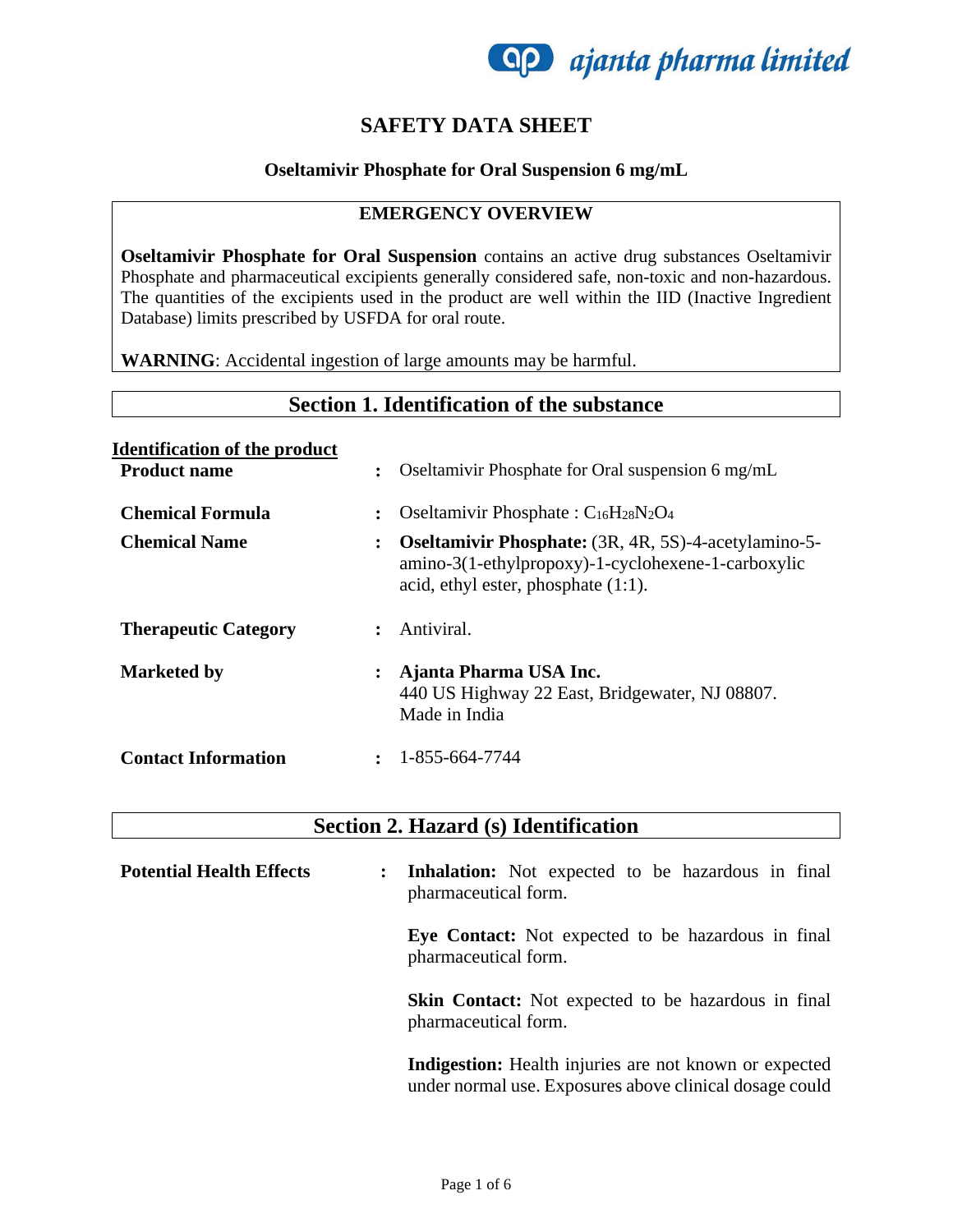# SAFETY DATA SHEET

**Oseltamivir Phosphate for Oral Suspension 6 mg/mL**

## EMERGENCY OVERVIEW

**Oseltamivir Phosphate for Oral Suspension** contains an active drug substances Oseltamivir Phosphate and pharmaceutical excipients generally considered safe, non-toxic and non-hazardous. The quantities of the excipients used in the product are well within the IID (Inactive Ingredient Database) limits prescribed by USFDA for oral route.

**WARNING**: Accidental ingestion of large amounts may be harmful.

## Section 1. Identification of the substance

**Identification of the product**

**Product name** : Oseltamivir Phosphate for Oral suspension 6 mg/mL

**Chemical Formula** : Oseltamivir Phosphate : $C_{16}H_{28}N_2O_4$

**Chemical Name** : **Oseltamivir Phosphate:** (3R, 4R, 5S)-4-acetylamino-5-amino-3(1-ethylpropoxy)-1-cyclohexene-1-carboxylic acid, ethyl ester, phosphate (1:1).

**Therapeutic Category** : Antiviral.

**Marketed by** : **Ajanta Pharma USA Inc.**
440 US Highway 22 East, Bridgewater, NJ 08807.
Made in India

**Contact Information** : 1-855-664-7744

## Section 2. Hazard (s) Identification

**Potential Health Effects** :

**Inhalation:** Not expected to be hazardous in final pharmaceutical form.

**Eye Contact:** Not expected to be hazardous in final pharmaceutical form.

**Skin Contact:** Not expected to be hazardous in final pharmaceutical form.

**Indigestion:** Health injuries are not known or expected under normal use. Exposures above clinical dosage could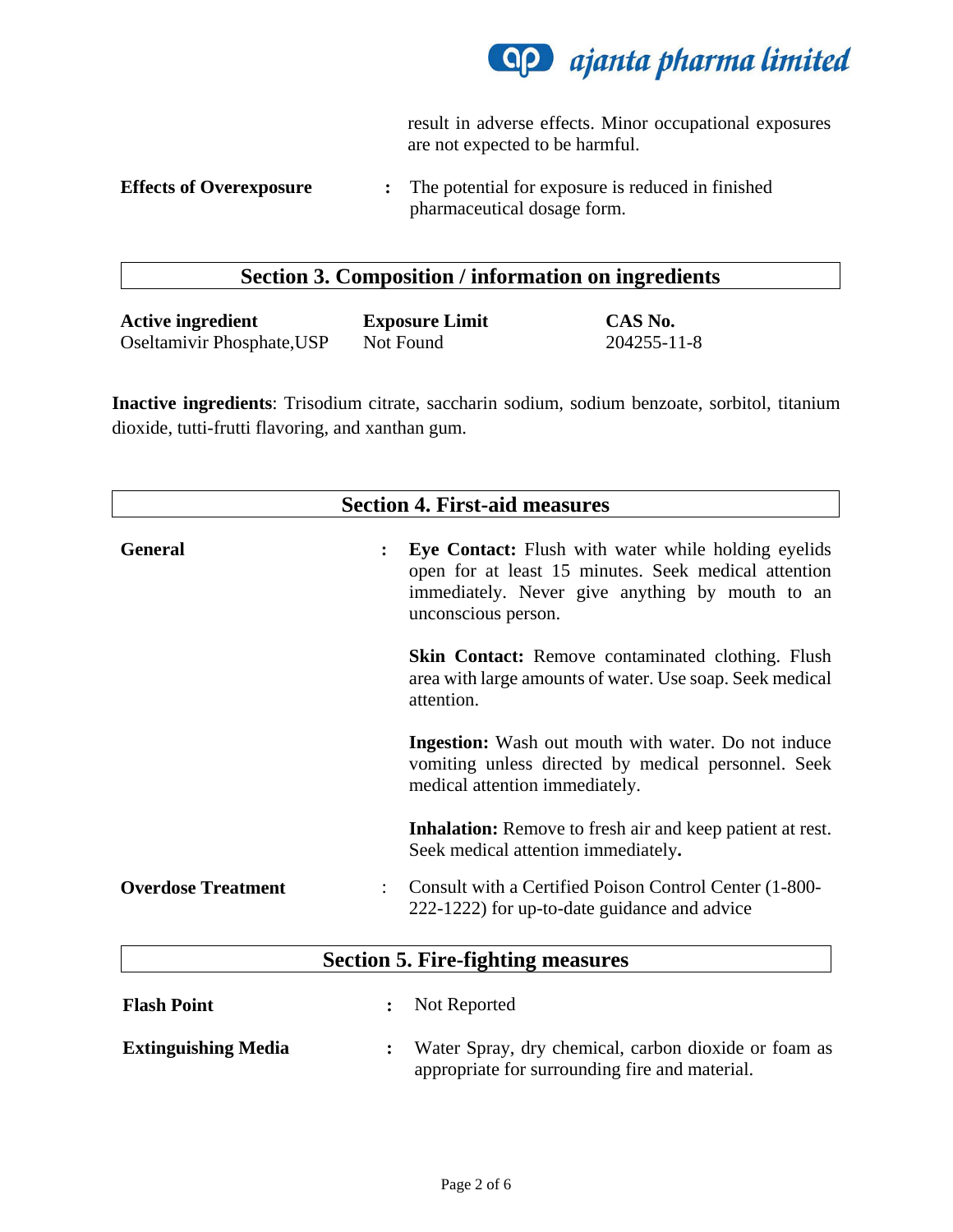result in adverse effects. Minor occupational exposures are not expected to be harmful.

**Effects of Overexposure** : The potential for exposure is reduced in finished pharmaceutical dosage form.

## Section 3. Composition / information on ingredients

| Active ingredient | Exposure Limit | CAS No. |
|---|---|---|
| Oseltamivir Phosphate,USP | Not Found | 204255-11-8 |

**Inactive ingredients**: Trisodium citrate, saccharin sodium, sodium benzoate, sorbitol, titanium dioxide, tutti-frutti flavoring, and xanthan gum.

## Section 4. First-aid measures

**General** :

**Eye Contact:** Flush with water while holding eyelids open for at least 15 minutes. Seek medical attention immediately. Never give anything by mouth to an unconscious person.

**Skin Contact:** Remove contaminated clothing. Flush area with large amounts of water. Use soap. Seek medical attention.

**Ingestion:** Wash out mouth with water. Do not induce vomiting unless directed by medical personnel. Seek medical attention immediately.

**Inhalation:** Remove to fresh air and keep patient at rest. Seek medical attention immediately.

**Overdose Treatment** : Consult with a Certified Poison Control Center (1-800-222-1222) for up-to-date guidance and advice

## Section 5. Fire-fighting measures

**Flash Point** : Not Reported

**Extinguishing Media** : Water Spray, dry chemical, carbon dioxide or foam as appropriate for surrounding fire and material.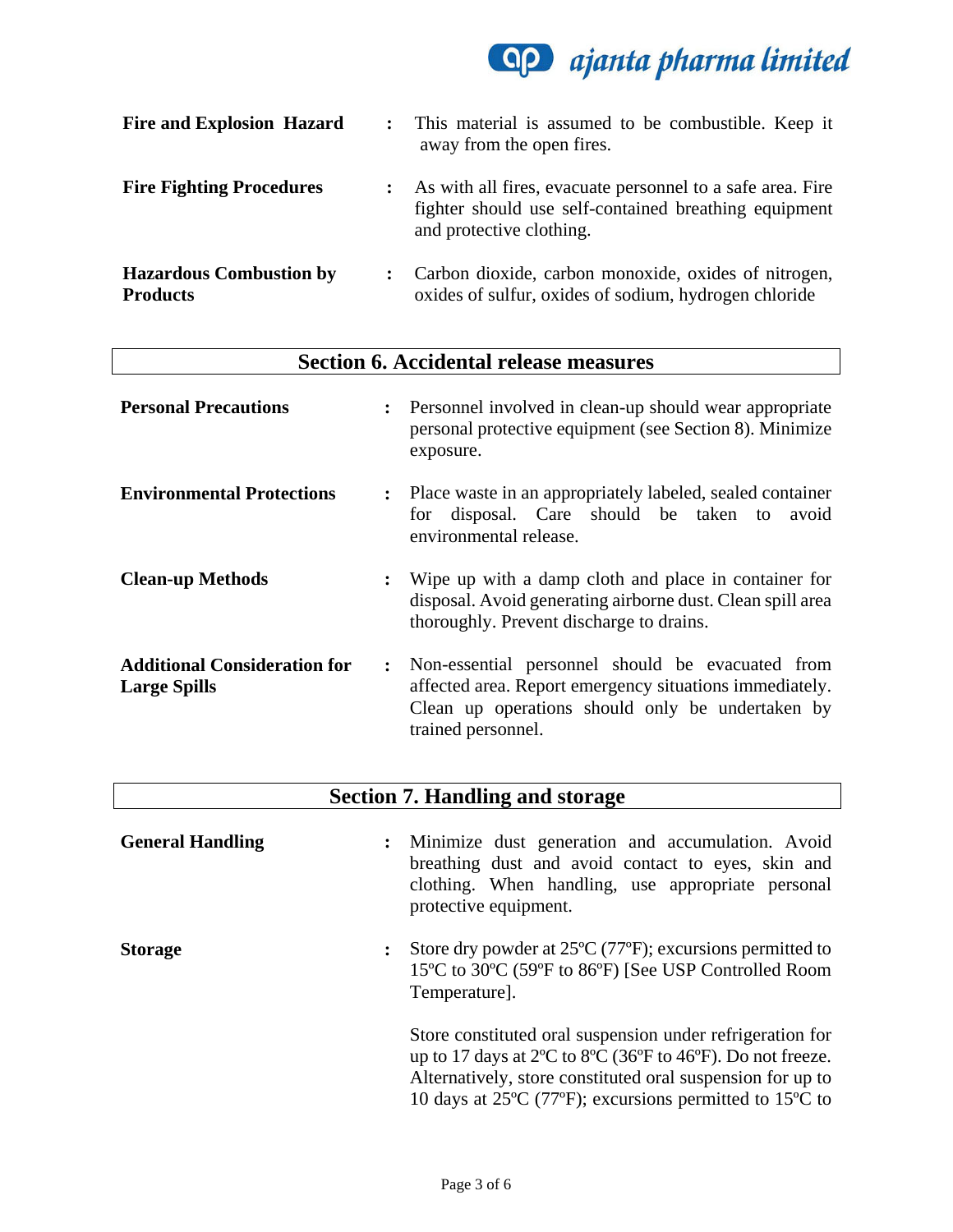**Fire and Explosion Hazard** : This material is assumed to be combustible. Keep it away from the open fires.

**Fire Fighting Procedures** : As with all fires, evacuate personnel to a safe area. Fire fighter should use self-contained breathing equipment and protective clothing.

**Hazardous Combustion by Products** : Carbon dioxide, carbon monoxide, oxides of nitrogen, oxides of sulfur, oxides of sodium, hydrogen chloride

## Section 6. Accidental release measures

**Personal Precautions** : Personnel involved in clean-up should wear appropriate personal protective equipment (see Section 8). Minimize exposure.

**Environmental Protections** : Place waste in an appropriately labeled, sealed container for disposal. Care should be taken to avoid environmental release.

**Clean-up Methods** : Wipe up with a damp cloth and place in container for disposal. Avoid generating airborne dust. Clean spill area thoroughly. Prevent discharge to drains.

**Additional Consideration for Large Spills** : Non-essential personnel should be evacuated from affected area. Report emergency situations immediately. Clean up operations should only be undertaken by trained personnel.

## Section 7. Handling and storage

**General Handling** : Minimize dust generation and accumulation. Avoid breathing dust and avoid contact to eyes, skin and clothing. When handling, use appropriate personal protective equipment.

**Storage** : Store dry powder at 25ºC (77ºF); excursions permitted to 15ºC to 30ºC (59ºF to 86ºF) [See USP Controlled Room Temperature].

Store constituted oral suspension under refrigeration for up to 17 days at 2ºC to 8ºC (36ºF to 46ºF). Do not freeze. Alternatively, store constituted oral suspension for up to 10 days at 25ºC (77ºF); excursions permitted to 15ºC to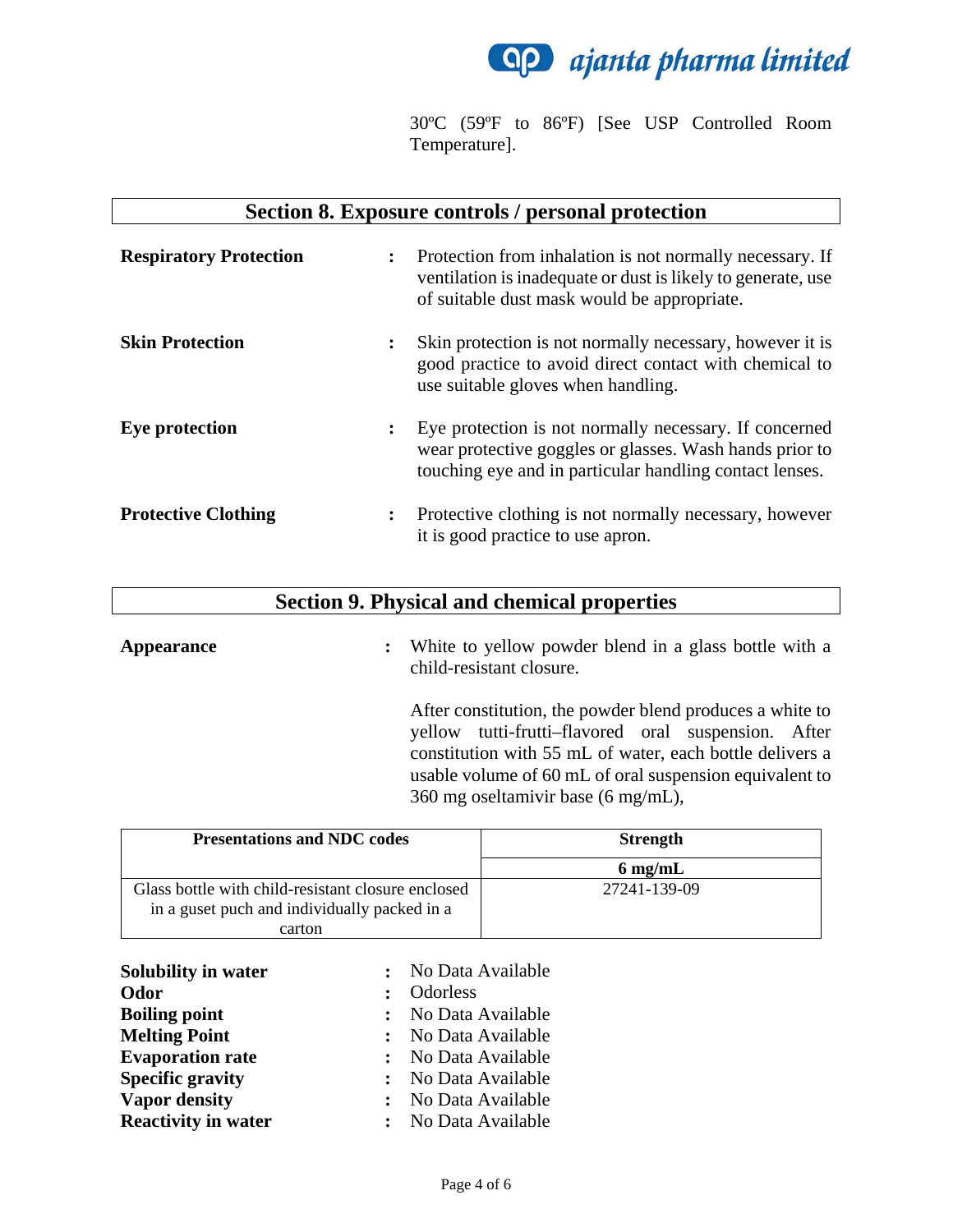30ºC (59ºF to 86ºF) [See USP Controlled Room Temperature].

## Section 8. Exposure controls / personal protection

**Respiratory Protection** : Protection from inhalation is not normally necessary. If ventilation is inadequate or dust is likely to generate, use of suitable dust mask would be appropriate.

**Skin Protection** : Skin protection is not normally necessary, however it is good practice to avoid direct contact with chemical to use suitable gloves when handling.

**Eye protection** : Eye protection is not normally necessary. If concerned wear protective goggles or glasses. Wash hands prior to touching eye and in particular handling contact lenses.

**Protective Clothing** : Protective clothing is not normally necessary, however it is good practice to use apron.

## Section 9. Physical and chemical properties

**Appearance** : White to yellow powder blend in a glass bottle with a child-resistant closure.

After constitution, the powder blend produces a white to yellow tutti-frutti–flavored oral suspension. After constitution with 55 mL of water, each bottle delivers a usable volume of 60 mL of oral suspension equivalent to 360 mg oseltamivir base (6 mg/mL),

| Presentations and NDC codes | Strength |
|---|---|
| | **6 mg/mL** |
| Glass bottle with child-resistant closure enclosed in a guset puch and individually packed in a carton | 27241-139-09 |

**Solubility in water** : No Data Available
**Odor** : Odorless
**Boiling point** : No Data Available
**Melting Point** : No Data Available
**Evaporation rate** : No Data Available
**Specific gravity** : No Data Available
**Vapor density** : No Data Available
**Reactivity in water** : No Data Available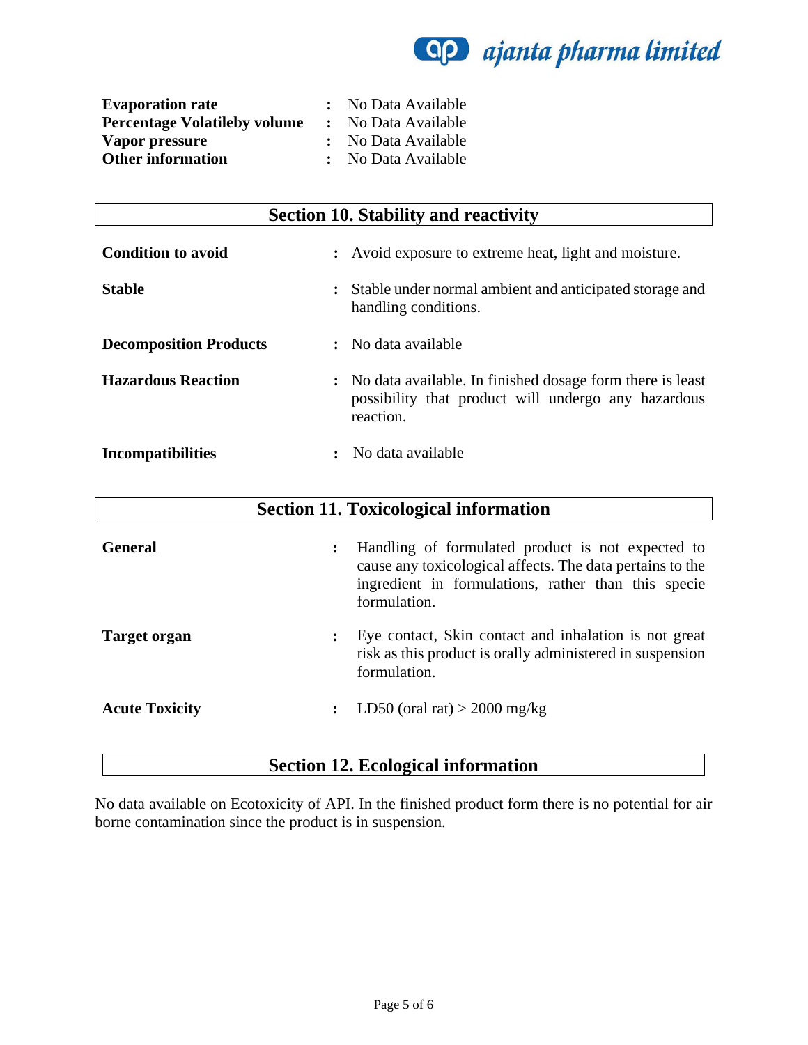| | | |
|---|---|---|
| **Evaporation rate** | : | No Data Available |
| **Percentage Volatileby volume** | : | No Data Available |
| **Vapor pressure** | : | No Data Available |
| **Other information** | : | No Data Available |

## Section 10. Stability and reactivity

| | | |
|---|---|---|
| **Condition to avoid** | : | Avoid exposure to extreme heat, light and moisture. |
| **Stable** | : | Stable under normal ambient and anticipated storage and handling conditions. |
| **Decomposition Products** | : | No data available |
| **Hazardous Reaction** | : | No data available. In finished dosage form there is least possibility that product will undergo any hazardous reaction. |
| **Incompatibilities** | : | No data available |

## Section 11. Toxicological information

| | | |
|---|---|---|
| **General** | : | Handling of formulated product is not expected to cause any toxicological affects. The data pertains to the ingredient in formulations, rather than this specie formulation. |
| **Target organ** | : | Eye contact, Skin contact and inhalation is not great risk as this product is orally administered in suspension formulation. |
| **Acute Toxicity** | : | LD50 (oral rat) > 2000 mg/kg |

## Section 12. Ecological information

No data available on Ecotoxicity of API. In the finished product form there is no potential for air borne contamination since the product is in suspension.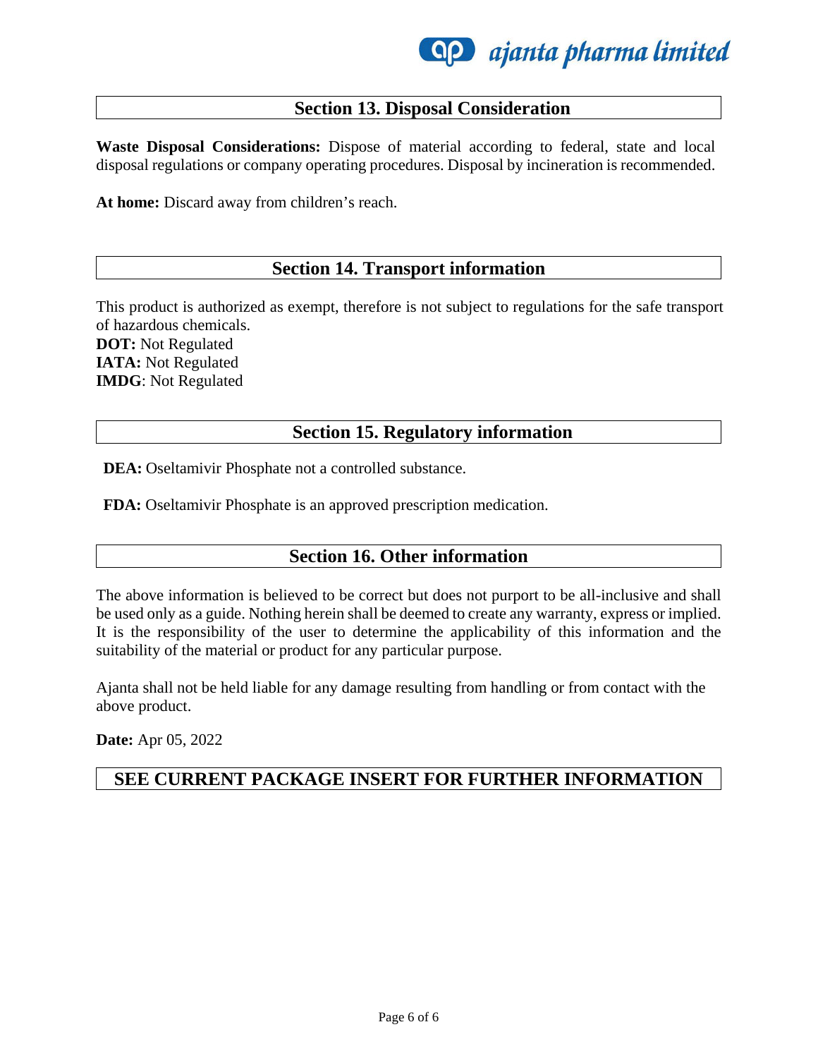## Section 13. Disposal Consideration

**Waste Disposal Considerations:** Dispose of material according to federal, state and local disposal regulations or company operating procedures. Disposal by incineration is recommended.

**At home:** Discard away from children's reach.

## Section 14. Transport information

This product is authorized as exempt, therefore is not subject to regulations for the safe transport of hazardous chemicals.
**DOT:** Not Regulated
**IATA:** Not Regulated
**IMDG**: Not Regulated

## Section 15. Regulatory information

**DEA:** Oseltamivir Phosphate not a controlled substance.

**FDA:** Oseltamivir Phosphate is an approved prescription medication.

## Section 16. Other information

The above information is believed to be correct but does not purport to be all-inclusive and shall be used only as a guide. Nothing herein shall be deemed to create any warranty, express or implied. It is the responsibility of the user to determine the applicability of this information and the suitability of the material or product for any particular purpose.

Ajanta shall not be held liable for any damage resulting from handling or from contact with the above product.

**Date:** Apr 05, 2022

## SEE CURRENT PACKAGE INSERT FOR FURTHER INFORMATION